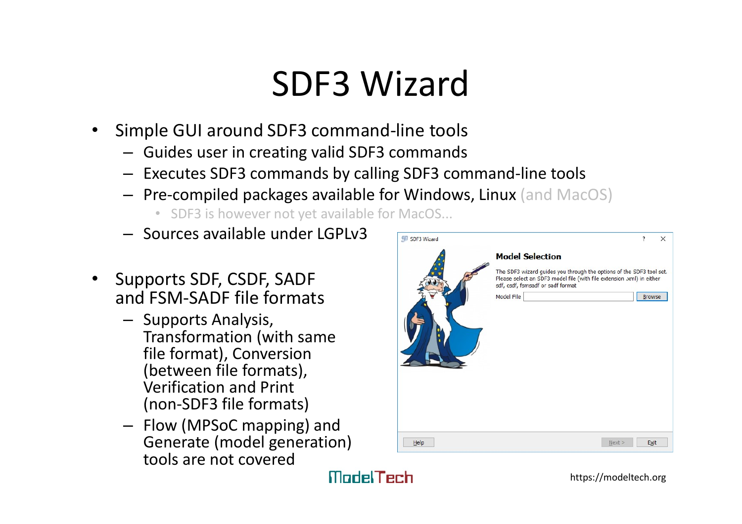# SDF3 Wizard

- Simple GUI around SDF3 command-line tools
  - Guides user in creating valid SDF3 commands
  - Executes SDF3 commands by calling SDF3 command-line tools
  - Pre-compiled packages available for Windows, Linux (and MacOS)
    - SDF3 is however not yet available for MacOS...
  - Sources available under LGPLv3
- Supports SDF, CSDF, SADF and FSM-SADF file formats
  - Supports Analysis, Transformation (with same file format), Conversion (between file formats), Verification and Print (non-SDF3 file formats)
  - Flow (MPSoC mapping) and Generate (model generation) tools are not covered

ModelTech

https://modeltech.org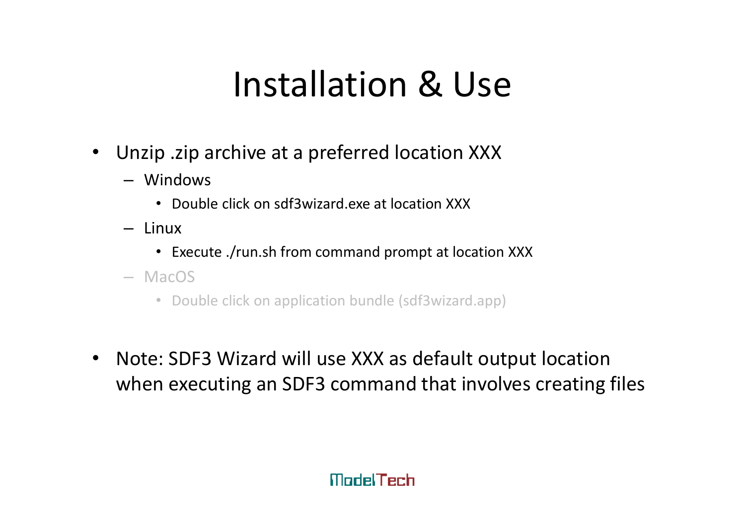# Installation & Use

- Unzip .zip archive at a preferred location XXX
  - Windows
    - Double click on sdf3wizard.exe at location XXX
  - Linux
    - Execute ./run.sh from command prompt at location XXX
  - MacOS
    - Double click on application bundle (sdf3wizard.app)

- Note: SDF3 Wizard will use XXX as default output location when executing an SDF3 command that involves creating files

ModelTech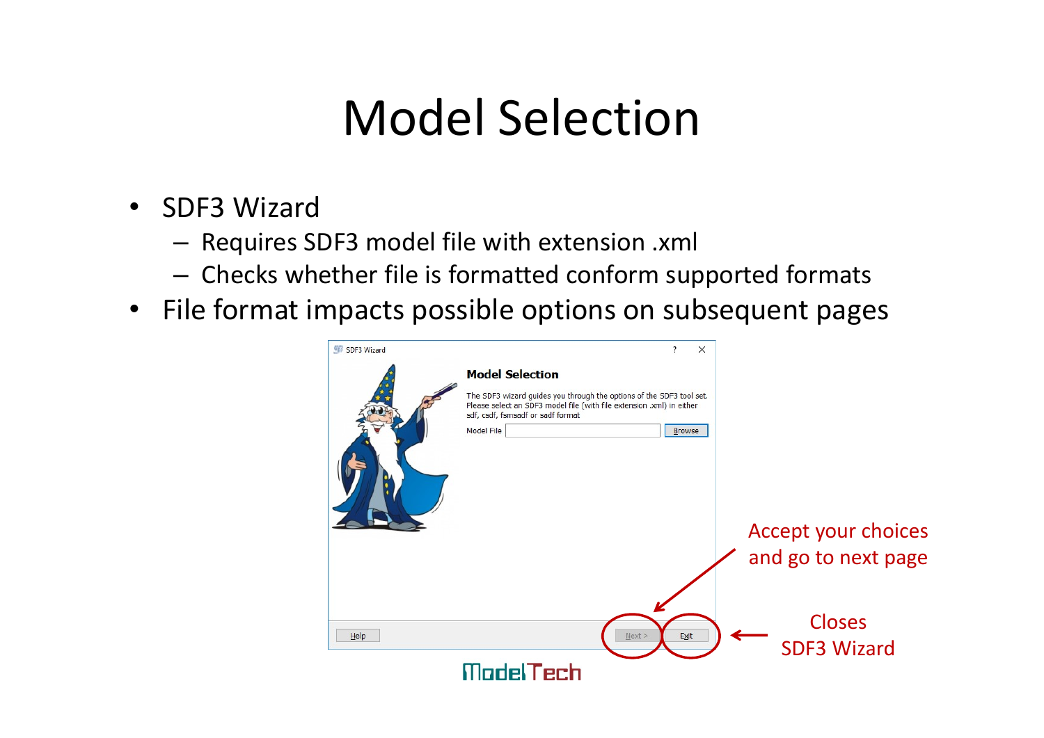# Model Selection

- SDF3 Wizard
  - Requires SDF3 model file with extension .xml
  - Checks whether file is formatted conform supported formats
- File format impacts possible options on subsequent pages

SDF3 Wizard

**Model Selection**

The SDF3 wizard guides you through the options of the SDF3 tool set. Please select an SDF3 model file (with file extension .xml) in either sdf, csdf, fsmsadf or sadf format

Model File [ ] Browse

Help | Next > | Exit

Accept your choices and go to next page

Closes SDF3 Wizard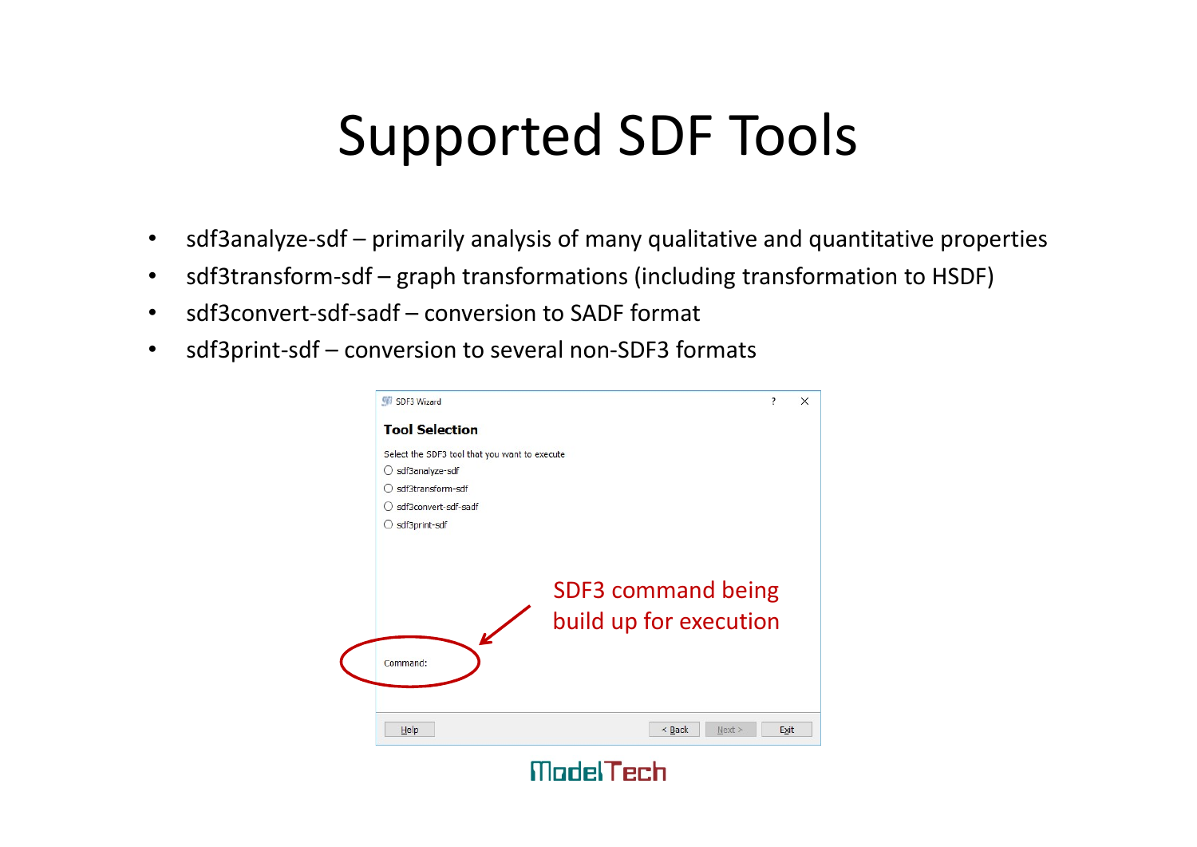# Supported SDF Tools

- sdf3analyze-sdf – primarily analysis of many qualitative and quantitative properties
- sdf3transform-sdf – graph transformations (including transformation to HSDF)
- sdf3convert-sdf-sadf – conversion to SADF format
- sdf3print-sdf – conversion to several non-SDF3 formats

SDF3 Wizard

**Tool Selection**

Select the SDF3 tool that you want to execute

- sdf3analyze-sdf
- sdf3transform-sdf
- sdf3convert-sdf-sadf
- sdf3print-sdf

Command:

SDF3 command being build up for execution

Help | < Back | Next > | Exit

ModelTech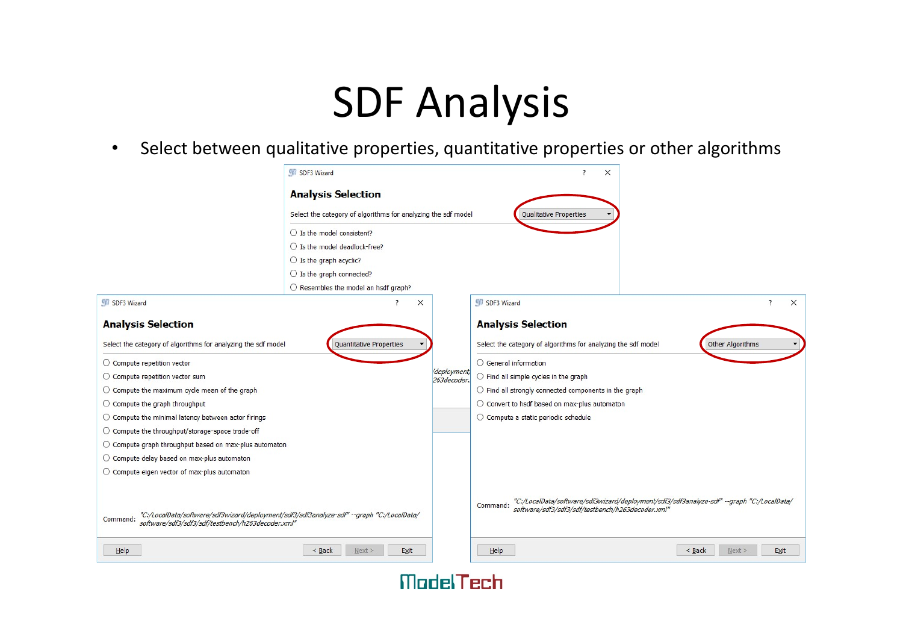# SDF Analysis

- Select between qualitative properties, quantitative properties or other algorithms

SDF3 Wizard

**Analysis Selection**

Select the category of algorithms for analyzing the sdf model: Qualitative Properties

- Is the model consistent?
- Is the model deadlock-free?
- Is the graph acyclic?
- Is the graph connected?
- Resembles the model an hsdf graph?

SDF3 Wizard

**Analysis Selection**

Select the category of algorithms for analyzing the sdf model: Quantitative Properties

- Compute repetition vector
- Compute repetition vector sum
- Compute the maximum cycle mean of the graph
- Compute the graph throughput
- Compute the minimal latency between actor firings
- Compute the throughput/storage-space trade-off
- Compute graph throughput based on max-plus automaton
- Compute delay based on max-plus automaton
- Compute eigen vector of max-plus automaton

Command: *"C:/LocalData/software/sdf3wizard/deployment/sdf3/sdf3analyze-sdf" --graph "C:/LocalData/software/sdf3/sdf3/sdf/testbench/h263decoder.xml"*

Help | < Back | Next > | Exit

SDF3 Wizard

**Analysis Selection**

Select the category of algorithms for analyzing the sdf model: Other Algorithms

- General information
- Find all simple cycles in the graph
- Find all strongly connected components in the graph
- Convert to hsdf based on max-plus automaton
- Compute a static periodic schedule

Command: *"C:/LocalData/software/sdf3wizard/deployment/sdf3/sdf3analyze-sdf" --graph "C:/LocalData/software/sdf3/sdf3/sdf/testbench/h263decoder.xml"*

Help | < Back | Next > | Exit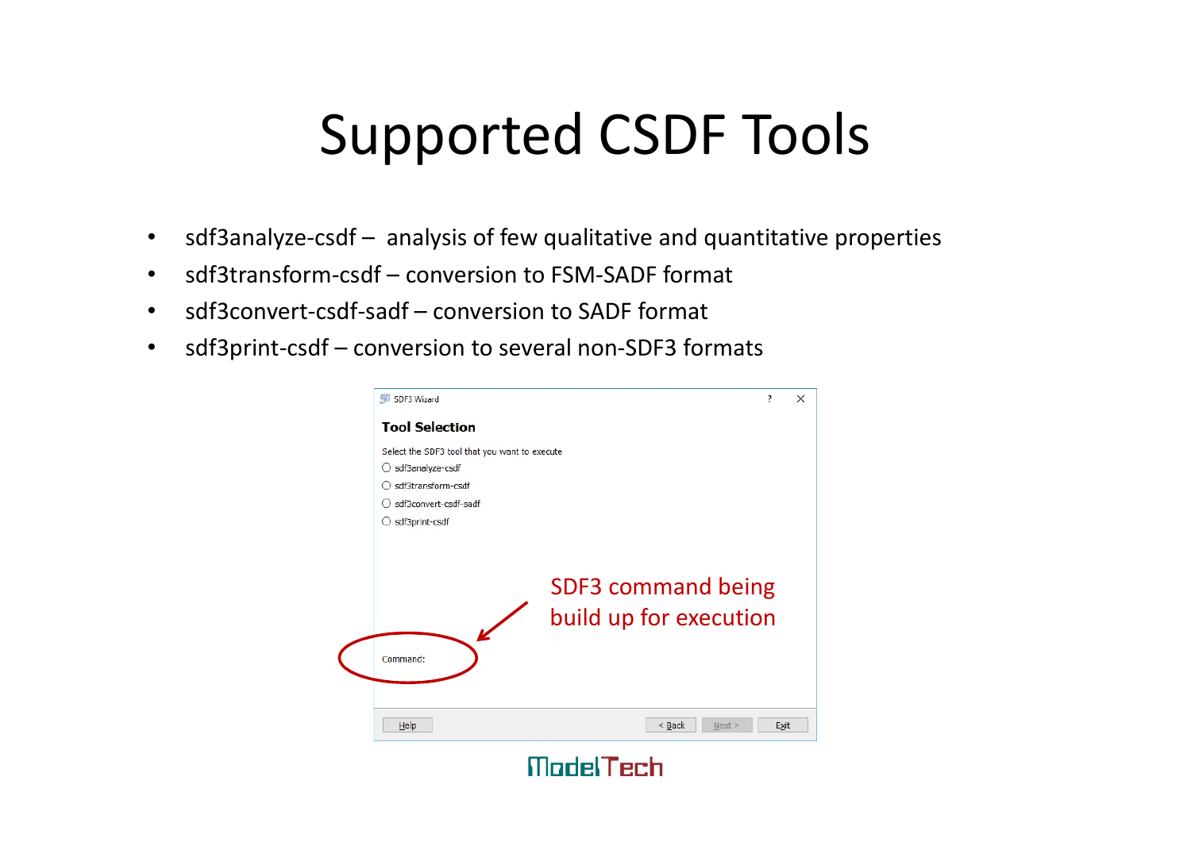# Supported CSDF Tools

- sdf3analyze-csdf – analysis of few qualitative and quantitative properties
- sdf3transform-csdf – conversion to FSM-SADF format
- sdf3convert-csdf-sadf – conversion to SADF format
- sdf3print-csdf – conversion to several non-SDF3 formats

SDF3 Wizard

**Tool Selection**

Select the SDF3 tool that you want to execute

- sdf3analyze-csdf
- sdf3transform-csdf
- sdf3convert-csdf-sadf
- sdf3print-csdf

Command:

Help | < Back | Next > | Exit

SDF3 command being build up for execution

ModelTech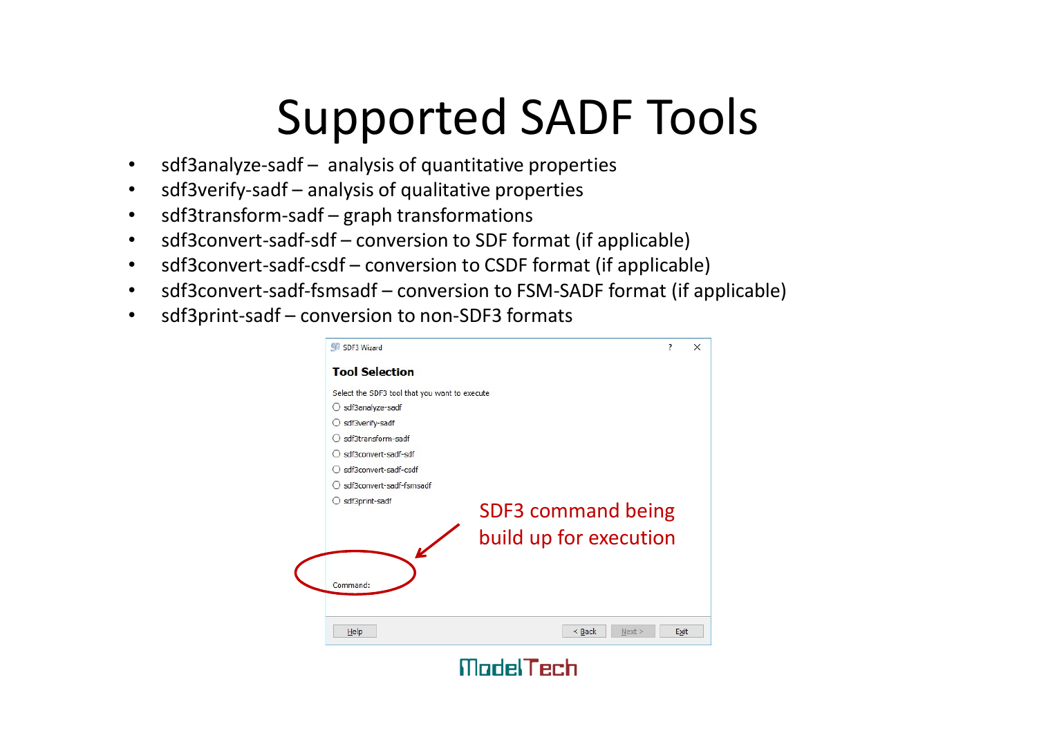# Supported SADF Tools

- sdf3analyze-sadf – analysis of quantitative properties
- sdf3verify-sadf – analysis of qualitative properties
- sdf3transform-sadf – graph transformations
- sdf3convert-sadf-sdf – conversion to SDF format (if applicable)
- sdf3convert-sadf-csdf – conversion to CSDF format (if applicable)
- sdf3convert-sadf-fsmsadf – conversion to FSM-SADF format (if applicable)
- sdf3print-sadf – conversion to non-SDF3 formats

SDF3 Wizard

**Tool Selection**

Select the SDF3 tool that you want to execute

- sdf3analyze-sadf
- sdf3verify-sadf
- sdf3transform-sadf
- sdf3convert-sadf-sdf
- sdf3convert-sadf-csdf
- sdf3convert-sadf-fsmsadf
- sdf3print-sadf

Command:

Help | < Back | Next > | Exit

SDF3 command being build up for execution

ModelTech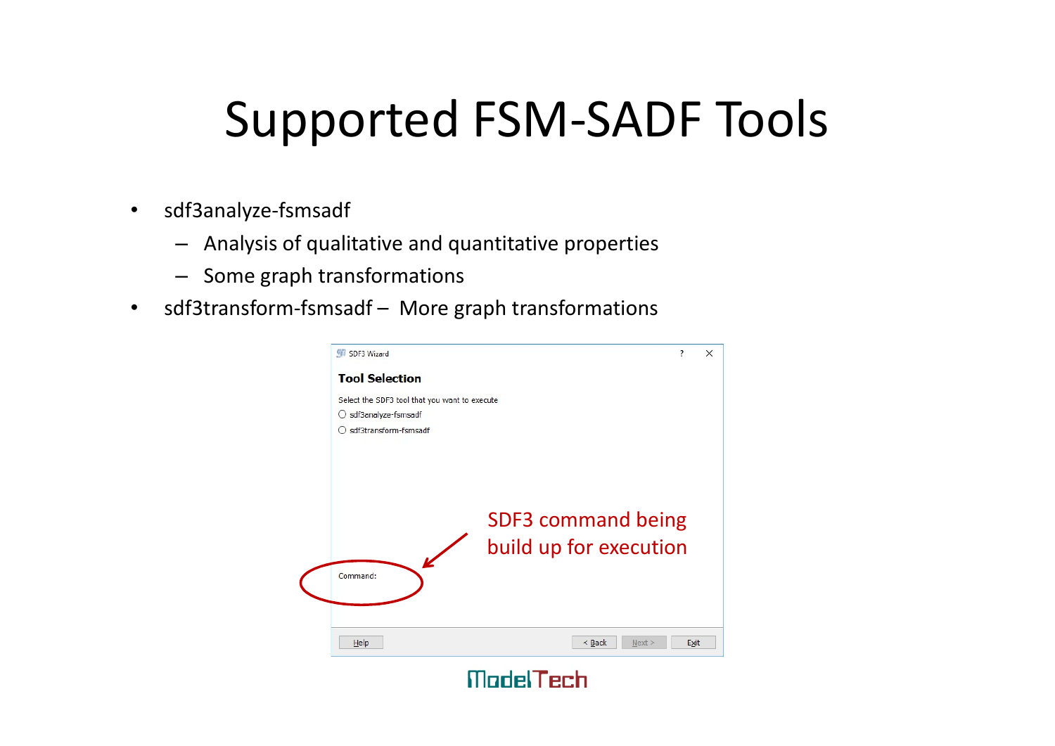# Supported FSM-SADF Tools

- sdf3analyze-fsmsadf
  - Analysis of qualitative and quantitative properties
  - Some graph transformations
- sdf3transform-fsmsadf – More graph transformations

SDF3 Wizard

**Tool Selection**

Select the SDF3 tool that you want to execute

- sdf3analyze-fsmsadf
- sdf3transform-fsmsadf

Command:

SDF3 command being build up for execution

Help | < Back | Next > | Exit

ModelTech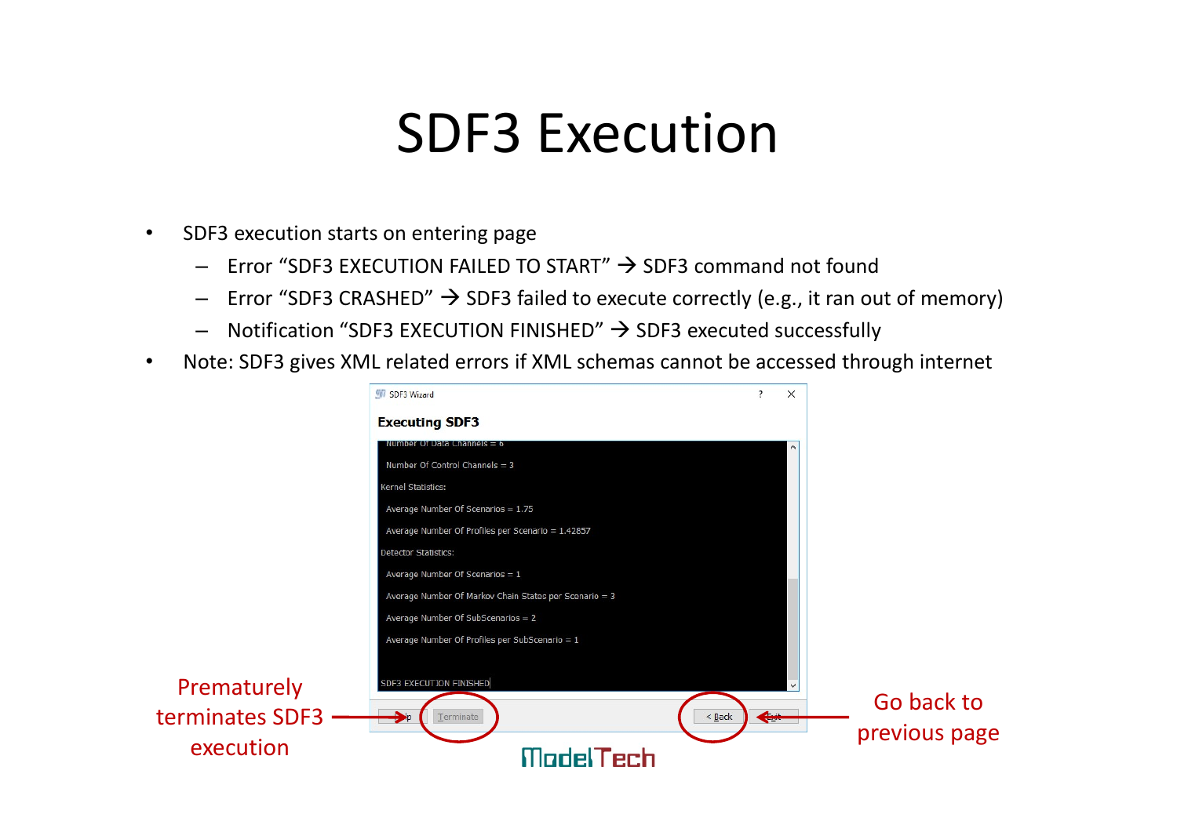# SDF3 Execution

- SDF3 execution starts on entering page
  - Error "SDF3 EXECUTION FAILED TO START" → SDF3 command not found
  - Error "SDF3 CRASHED" → SDF3 failed to execute correctly (e.g., it ran out of memory)
  - Notification "SDF3 EXECUTION FINISHED" → SDF3 executed successfully
- Note: SDF3 gives XML related errors if XML schemas cannot be accessed through internet

SDF3 Wizard

**Executing SDF3**

```
  Number Of Data Channels = 6
  Number Of Control Channels = 3
Kernel Statistics:
  Average Number Of Scenarios = 1.75
  Average Number Of Profiles per Scenario = 1.42857
Detector Statistics:
  Average Number Of Scenarios = 1
  Average Number Of Markov Chain States per Scenario = 3
  Average Number Of SubScenarios = 2
  Average Number Of Profiles per SubScenario = 1

SDF3 EXECUTION FINISHED
```

Help | Terminate | < Back | Exit

Prematurely terminates SDF3 execution

Go back to previous page

ModelTech